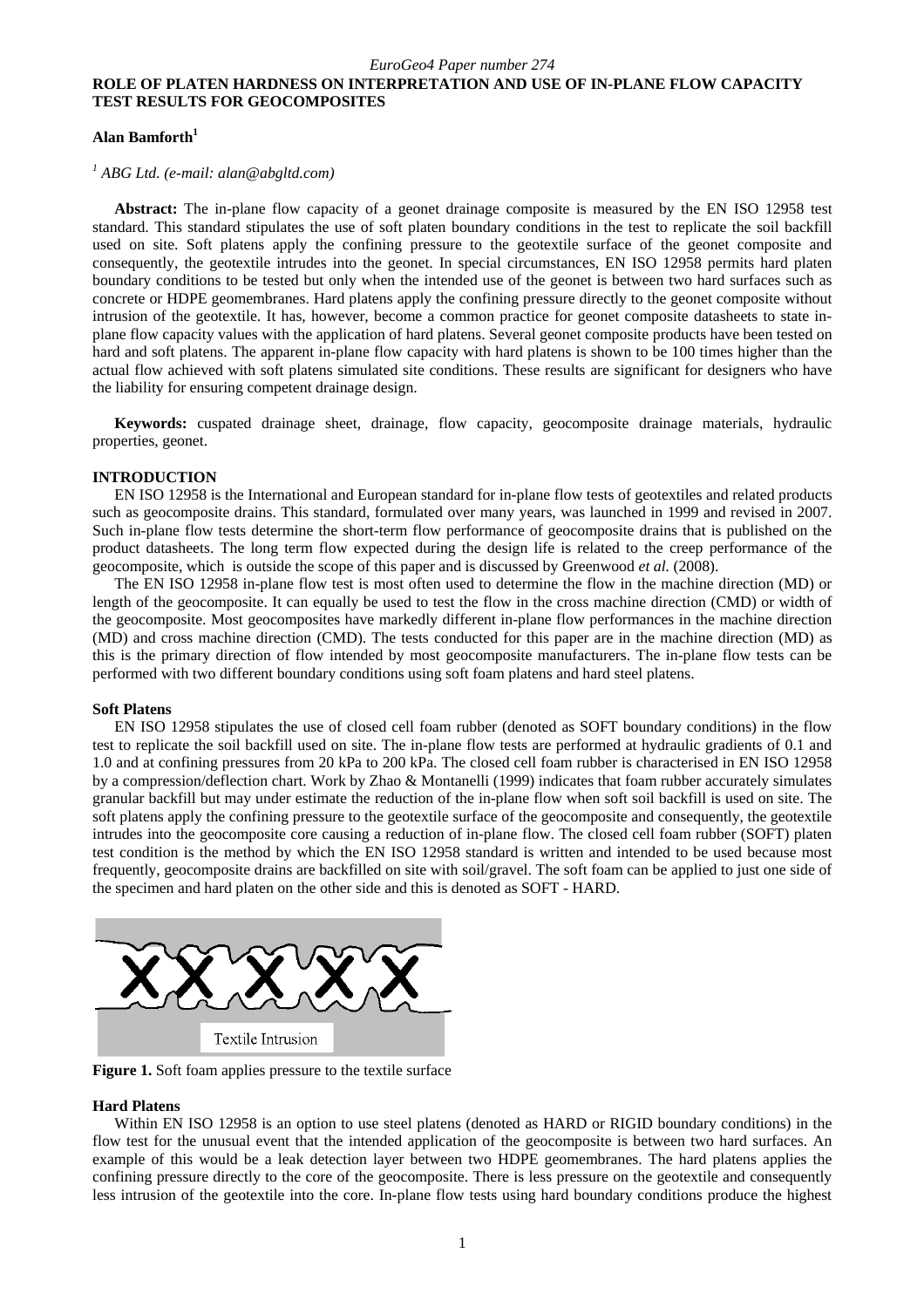*EuroGeo4 Paper number 274*

# ROLE OF PLATEN HARDNESS ON INTERPRETATION AND USE OF IN-PLANE FLOW CAPACITY TEST RESULTS FOR GEOCOMPOSITES

**Alan Bamforth**[1]

[1] *ABG Ltd. (e-mail: alan@abgltd.com)*

**Abstract:** The in-plane flow capacity of a geonet drainage composite is measured by the EN ISO 12958 test standard. This standard stipulates the use of soft platen boundary conditions in the test to replicate the soil backfill used on site. Soft platens apply the confining pressure to the geotextile surface of the geonet composite and consequently, the geotextile intrudes into the geonet. In special circumstances, EN ISO 12958 permits hard platen boundary conditions to be tested but only when the intended use of the geonet is between two hard surfaces such as concrete or HDPE geomembranes. Hard platens apply the confining pressure directly to the geonet composite without intrusion of the geotextile. It has, however, become a common practice for geonet composite datasheets to state in-plane flow capacity values with the application of hard platens. Several geonet composite products have been tested on hard and soft platens. The apparent in-plane flow capacity with hard platens is shown to be 100 times higher than the actual flow achieved with soft platens simulated site conditions. These results are significant for designers who have the liability for ensuring competent drainage design.

**Keywords:** cuspated drainage sheet, drainage, flow capacity, geocomposite drainage materials, hydraulic properties, geonet.

## INTRODUCTION

EN ISO 12958 is the International and European standard for in-plane flow tests of geotextiles and related products such as geocomposite drains. This standard, formulated over many years, was launched in 1999 and revised in 2007. Such in-plane flow tests determine the short-term flow performance of geocomposite drains that is published on the product datasheets. The long term flow expected during the design life is related to the creep performance of the geocomposite, which is outside the scope of this paper and is discussed by Greenwood *et al.* (2008).

The EN ISO 12958 in-plane flow test is most often used to determine the flow in the machine direction (MD) or length of the geocomposite. It can equally be used to test the flow in the cross machine direction (CMD) or width of the geocomposite. Most geocomposites have markedly different in-plane flow performances in the machine direction (MD) and cross machine direction (CMD). The tests conducted for this paper are in the machine direction (MD) as this is the primary direction of flow intended by most geocomposite manufacturers. The in-plane flow tests can be performed with two different boundary conditions using soft foam platens and hard steel platens.

### Soft Platens

EN ISO 12958 stipulates the use of closed cell foam rubber (denoted as SOFT boundary conditions) in the flow test to replicate the soil backfill used on site. The in-plane flow tests are performed at hydraulic gradients of 0.1 and 1.0 and at confining pressures from 20 kPa to 200 kPa. The closed cell foam rubber is characterised in EN ISO 12958 by a compression/deflection chart. Work by Zhao & Montanelli (1999) indicates that foam rubber accurately simulates granular backfill but may under estimate the reduction of the in-plane flow when soft soil backfill is used on site. The soft platens apply the confining pressure to the geotextile surface of the geocomposite and consequently, the geotextile intrudes into the geocomposite core causing a reduction of in-plane flow. The closed cell foam rubber (SOFT) platen test condition is the method by which the EN ISO 12958 standard is written and intended to be used because most frequently, geocomposite drains are backfilled on site with soil/gravel. The soft foam can be applied to just one side of the specimen and hard platen on the other side and this is denoted as SOFT - HARD.

Textile Intrusion

**Figure 1.** Soft foam applies pressure to the textile surface

### Hard Platens

Within EN ISO 12958 is an option to use steel platens (denoted as HARD or RIGID boundary conditions) in the flow test for the unusual event that the intended application of the geocomposite is between two hard surfaces. An example of this would be a leak detection layer between two HDPE geomembranes. The hard platens applies the confining pressure directly to the core of the geocomposite. There is less pressure on the geotextile and consequently less intrusion of the geotextile into the core. In-plane flow tests using hard boundary conditions produce the highest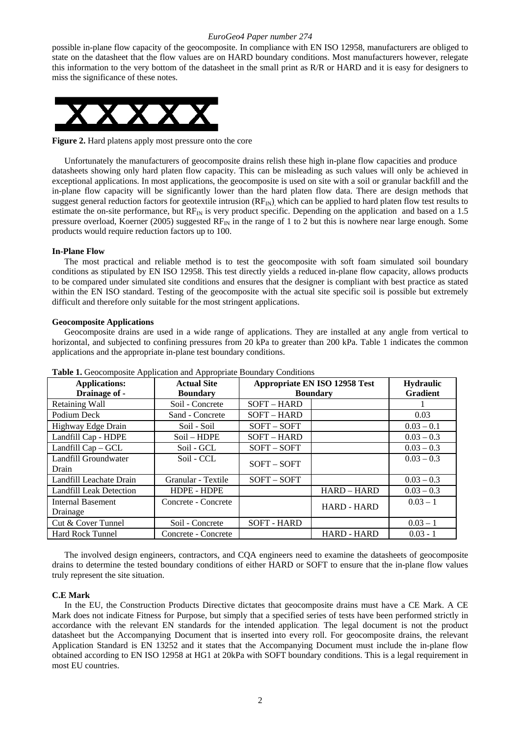possible in-plane flow capacity of the geocomposite. In compliance with EN ISO 12958, manufacturers are obliged to state on the datasheet that the flow values are on HARD boundary conditions. Most manufacturers however, relegate this information to the very bottom of the datasheet in the small print as R/R or HARD and it is easy for designers to miss the significance of these notes.

**Figure 2.** Hard platens apply most pressure onto the core

Unfortunately the manufacturers of geocomposite drains relish these high in-plane flow capacities and produce datasheets showing only hard platen flow capacity. This can be misleading as such values will only be achieved in exceptional applications. In most applications, the geocomposite is used on site with a soil or granular backfill and the in-plane flow capacity will be significantly lower than the hard platen flow data. There are design methods that suggest general reduction factors for geotextile intrusion ($RF_{IN}$), which can be applied to hard platen flow test results to estimate the on-site performance, but $RF_{IN}$ is very product specific. Depending on the application and based on a 1.5 pressure overload, Koerner (2005) suggested $RF_{IN}$ in the range of 1 to 2 but this is nowhere near large enough. Some products would require reduction factors up to 100.

**In-Plane Flow**

The most practical and reliable method is to test the geocomposite with soft foam simulated soil boundary conditions as stipulated by EN ISO 12958. This test directly yields a reduced in-plane flow capacity, allows products to be compared under simulated site conditions and ensures that the designer is compliant with best practice as stated within the EN ISO standard. Testing of the geocomposite with the actual site specific soil is possible but extremely difficult and therefore only suitable for the most stringent applications.

**Geocomposite Applications**

Geocomposite drains are used in a wide range of applications. They are installed at any angle from vertical to horizontal, and subjected to confining pressures from 20 kPa to greater than 200 kPa. Table 1 indicates the common applications and the appropriate in-plane test boundary conditions.

**Table 1.** Geocomposite Application and Appropriate Boundary Conditions

| Applications: Drainage of - | Actual Site Boundary | Appropriate EN ISO 12958 Test Boundary | | Hydraulic Gradient |
|---|---|---|---|---|
| Retaining Wall | Soil - Concrete | SOFT – HARD | | 1 |
| Podium Deck | Sand - Concrete | SOFT – HARD | | 0.03 |
| Highway Edge Drain | Soil - Soil | SOFT – SOFT | | 0.03 – 0.1 |
| Landfill Cap - HDPE | Soil – HDPE | SOFT – HARD | | 0.03 – 0.3 |
| Landfill Cap – GCL | Soil - GCL | SOFT – SOFT | | 0.03 – 0.3 |
| Landfill Groundwater Drain | Soil - CCL | SOFT – SOFT | | 0.03 – 0.3 |
| Landfill Leachate Drain | Granular - Textile | SOFT – SOFT | | 0.03 – 0.3 |
| Landfill Leak Detection | HDPE - HDPE | | HARD – HARD | 0.03 – 0.3 |
| Internal Basement Drainage | Concrete - Concrete | | HARD - HARD | 0.03 – 1 |
| Cut & Cover Tunnel | Soil - Concrete | SOFT - HARD | | 0.03 – 1 |
| Hard Rock Tunnel | Concrete - Concrete | | HARD - HARD | 0.03 - 1 |

The involved design engineers, contractors, and CQA engineers need to examine the datasheets of geocomposite drains to determine the tested boundary conditions of either HARD or SOFT to ensure that the in-plane flow values truly represent the site situation.

**C.E Mark**

In the EU, the Construction Products Directive dictates that geocomposite drains must have a CE Mark. A CE Mark does not indicate Fitness for Purpose, but simply that a specified series of tests have been performed strictly in accordance with the relevant EN standards for the intended application. The legal document is not the product datasheet but the Accompanying Document that is inserted into every roll. For geocomposite drains, the relevant Application Standard is EN 13252 and it states that the Accompanying Document must include the in-plane flow obtained according to EN ISO 12958 at HG1 at 20kPa with SOFT boundary conditions. This is a legal requirement in most EU countries.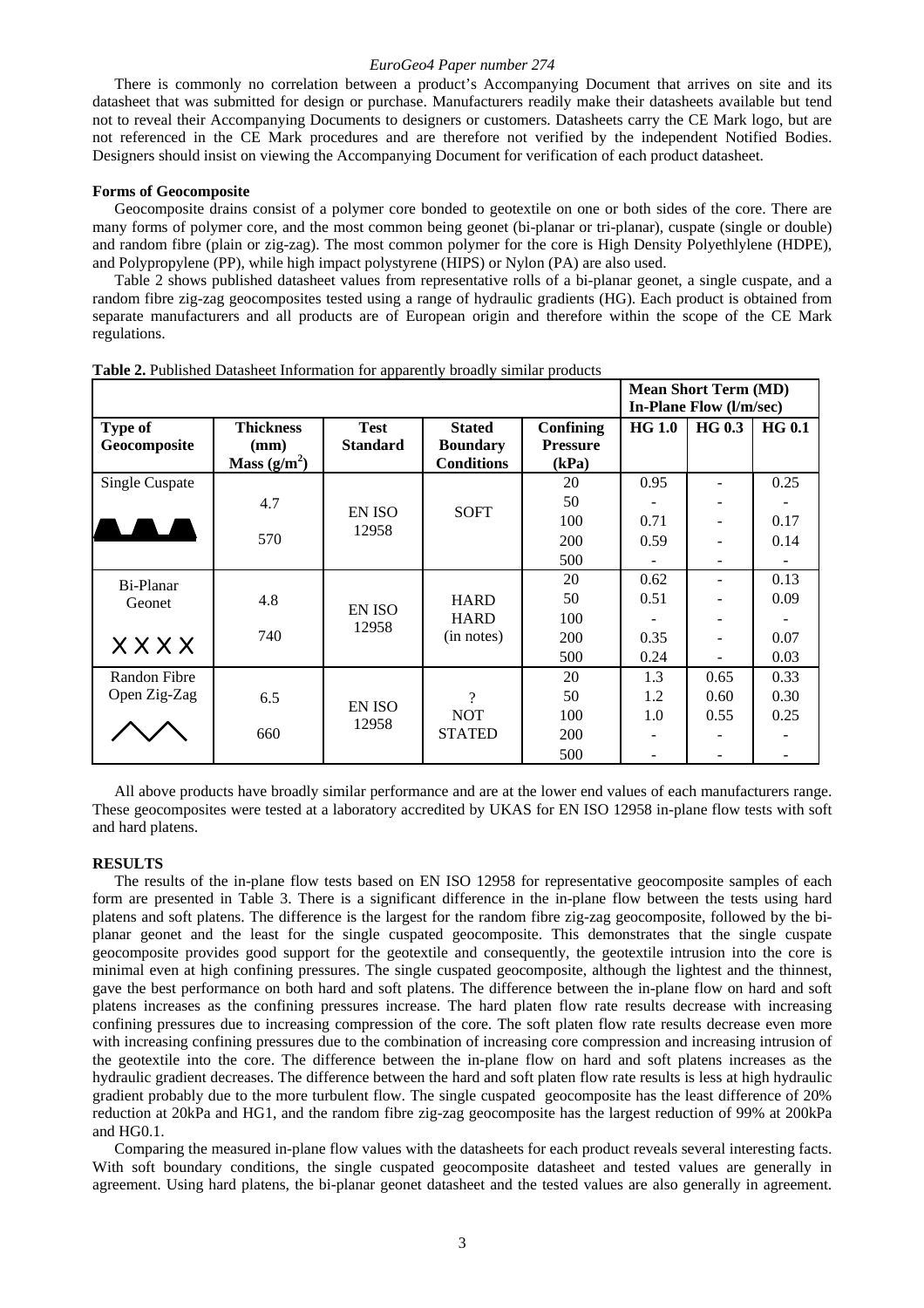There is commonly no correlation between a product's Accompanying Document that arrives on site and its datasheet that was submitted for design or purchase. Manufacturers readily make their datasheets available but tend not to reveal their Accompanying Documents to designers or customers. Datasheets carry the CE Mark logo, but are not referenced in the CE Mark procedures and are therefore not verified by the independent Notified Bodies. Designers should insist on viewing the Accompanying Document for verification of each product datasheet.

**Forms of Geocomposite**

Geocomposite drains consist of a polymer core bonded to geotextile on one or both sides of the core. There are many forms of polymer core, and the most common being geonet (bi-planar or tri-planar), cuspate (single or double) and random fibre (plain or zig-zag). The most common polymer for the core is High Density Polyethlylene (HDPE), and Polypropylene (PP), while high impact polystyrene (HIPS) or Nylon (PA) are also used.

Table 2 shows published datasheet values from representative rolls of a bi-planar geonet, a single cuspate, and a random fibre zig-zag geocomposites tested using a range of hydraulic gradients (HG). Each product is obtained from separate manufacturers and all products are of European origin and therefore within the scope of the CE Mark regulations.

**Table 2.** Published Datasheet Information for apparently broadly similar products

| | | | | | Mean Short Term (MD) In-Plane Flow (l/m/sec) | | |
|---|---|---|---|---|---|---|---|
| **Type of Geocomposite** | **Thickness (mm) Mass ($g/m^2$)** | **Test Standard** | **Stated Boundary Conditions** | **Confining Pressure (kPa)** | **HG 1.0** | **HG 0.3** | **HG 0.1** |
| Single Cuspate | 4.7 | EN ISO 12958 | SOFT | 20 | 0.95 | - | 0.25 |
| | | | | 50 | - | - | - |
| | 570 | | | 100 | 0.71 | - | 0.17 |
| | | | | 200 | 0.59 | - | 0.14 |
| | | | | 500 | - | - | - |
| Bi-Planar Geonet | 4.8 | EN ISO 12958 | HARD HARD (in notes) | 20 | 0.62 | - | 0.13 |
| | | | | 50 | 0.51 | - | 0.09 |
| XXXX | 740 | | | 100 | - | - | - |
| | | | | 200 | 0.35 | - | 0.07 |
| | | | | 500 | 0.24 | - | 0.03 |
| Randon Fibre Open Zig-Zag | 6.5 | EN ISO 12958 | ? NOT STATED | 20 | 1.3 | 0.65 | 0.33 |
| | | | | 50 | 1.2 | 0.60 | 0.30 |
| | 660 | | | 100 | 1.0 | 0.55 | 0.25 |
| | | | | 200 | - | - | - |
| | | | | 500 | - | - | - |

All above products have broadly similar performance and are at the lower end values of each manufacturers range. These geocomposites were tested at a laboratory accredited by UKAS for EN ISO 12958 in-plane flow tests with soft and hard platens.

**RESULTS**

The results of the in-plane flow tests based on EN ISO 12958 for representative geocomposite samples of each form are presented in Table 3. There is a significant difference in the in-plane flow between the tests using hard platens and soft platens. The difference is the largest for the random fibre zig-zag geocomposite, followed by the bi-planar geonet and the least for the single cuspated geocomposite. This demonstrates that the single cuspate geocomposite provides good support for the geotextile and consequently, the geotextile intrusion into the core is minimal even at high confining pressures. The single cuspated geocomposite, although the lightest and the thinnest, gave the best performance on both hard and soft platens. The difference between the in-plane flow on hard and soft platens increases as the confining pressures increase. The hard platen flow rate results decrease with increasing confining pressures due to increasing compression of the core. The soft platen flow rate results decrease even more with increasing confining pressures due to the combination of increasing core compression and increasing intrusion of the geotextile into the core. The difference between the in-plane flow on hard and soft platens increases as the hydraulic gradient decreases. The difference between the hard and soft platen flow rate results is less at high hydraulic gradient probably due to the more turbulent flow. The single cuspated geocomposite has the least difference of 20% reduction at 20kPa and HG1, and the random fibre zig-zag geocomposite has the largest reduction of 99% at 200kPa and HG0.1.

Comparing the measured in-plane flow values with the datasheets for each product reveals several interesting facts. With soft boundary conditions, the single cuspated geocomposite datasheet and tested values are generally in agreement. Using hard platens, the bi-planar geonet datasheet and the tested values are also generally in agreement.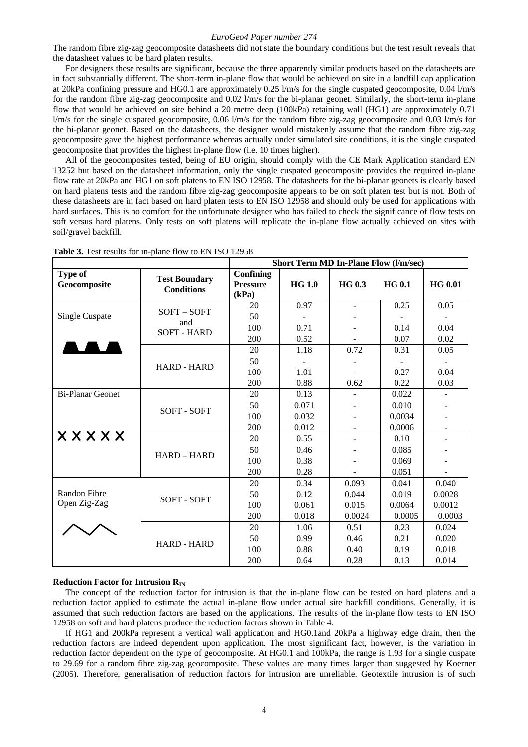The random fibre zig-zag geocomposite datasheets did not state the boundary conditions but the test result reveals that the datasheet values to be hard platen results.

For designers these results are significant, because the three apparently similar products based on the datasheets are in fact substantially different. The short-term in-plane flow that would be achieved on site in a landfill cap application at 20kPa confining pressure and HG0.1 are approximately 0.25 l/m/s for the single cuspated geocomposite, 0.04 l/m/s for the random fibre zig-zag geocomposite and 0.02 l/m/s for the bi-planar geonet. Similarly, the short-term in-plane flow that would be achieved on site behind a 20 metre deep (100kPa) retaining wall (HG1) are approximately 0.71 l/m/s for the single cuspated geocomposite, 0.06 l/m/s for the random fibre zig-zag geocomposite and 0.03 l/m/s for the bi-planar geonet. Based on the datasheets, the designer would mistakenly assume that the random fibre zig-zag geocomposite gave the highest performance whereas actually under simulated site conditions, it is the single cuspated geocomposite that provides the highest in-plane flow (i.e. 10 times higher).

All of the geocomposites tested, being of EU origin, should comply with the CE Mark Application standard EN 13252 but based on the datasheet information, only the single cuspated geocomposite provides the required in-plane flow rate at 20kPa and HG1 on soft platens to EN ISO 12958. The datasheets for the bi-planar geonets is clearly based on hard platens tests and the random fibre zig-zag geocomposite appears to be on soft platen test but is not. Both of these datasheets are in fact based on hard platen tests to EN ISO 12958 and should only be used for applications with hard surfaces. This is no comfort for the unfortunate designer who has failed to check the significance of flow tests on soft versus hard platens. Only tests on soft platens will replicate the in-plane flow actually achieved on sites with soil/gravel backfill.

**Table 3.** Test results for in-plane flow to EN ISO 12958

| | | Short Term MD In-Plane Flow (l/m/sec) | | | | |
|---|---|---|---|---|---|---|
| **Type of Geocomposite** | **Test Boundary Conditions** | **Confining Pressure (kPa)** | **HG 1.0** | **HG 0.3** | **HG 0.1** | **HG 0.01** |
| Single Cuspate | SOFT – SOFT and SOFT - HARD | 20 | 0.97 | - | 0.25 | 0.05 |
| | | 50 | - | - | - | - |
| | | 100 | 0.71 | - | 0.14 | 0.04 |
| | | 200 | 0.52 | - | 0.07 | 0.02 |
| | HARD - HARD | 20 | 1.18 | 0.72 | 0.31 | 0.05 |
| | | 50 | - | - | - | - |
| | | 100 | 1.01 | - | 0.27 | 0.04 |
| | | 200 | 0.88 | 0.62 | 0.22 | 0.03 |
| Bi-Planar Geonet | SOFT - SOFT | 20 | 0.13 | - | 0.022 | - |
| | | 50 | 0.071 | - | 0.010 | - |
| | | 100 | 0.032 | - | 0.0034 | - |
| | | 200 | 0.012 | - | 0.0006 | - |
| | HARD – HARD | 20 | 0.55 | - | 0.10 | - |
| | | 50 | 0.46 | - | 0.085 | - |
| | | 100 | 0.38 | - | 0.069 | - |
| | | 200 | 0.28 | - | 0.051 | - |
| Randon Fibre Open Zig-Zag | SOFT - SOFT | 20 | 0.34 | 0.093 | 0.041 | 0.040 |
| | | 50 | 0.12 | 0.044 | 0.019 | 0.0028 |
| | | 100 | 0.061 | 0.015 | 0.0064 | 0.0012 |
| | | 200 | 0.018 | 0.0024 | 0.0005 | 0.0003 |
| | HARD - HARD | 20 | 1.06 | 0.51 | 0.23 | 0.024 |
| | | 50 | 0.99 | 0.46 | 0.21 | 0.020 |
| | | 100 | 0.88 | 0.40 | 0.19 | 0.018 |
| | | 200 | 0.64 | 0.28 | 0.13 | 0.014 |

### Reduction Factor for Intrusion $R_{IN}$

The concept of the reduction factor for intrusion is that the in-plane flow can be tested on hard platens and a reduction factor applied to estimate the actual in-plane flow under actual site backfill conditions. Generally, it is assumed that such reduction factors are based on the applications. The results of the in-plane flow tests to EN ISO 12958 on soft and hard platens produce the reduction factors shown in Table 4.

If HG1 and 200kPa represent a vertical wall application and HG0.1and 20kPa a highway edge drain, then the reduction factors are indeed dependent upon application. The most significant fact, however, is the variation in reduction factor dependent on the type of geocomposite. At HG0.1 and 100kPa, the range is 1.93 for a single cuspate to 29.69 for a random fibre zig-zag geocomposite. These values are many times larger than suggested by Koerner (2005). Therefore, generalisation of reduction factors for intrusion are unreliable. Geotextile intrusion is of such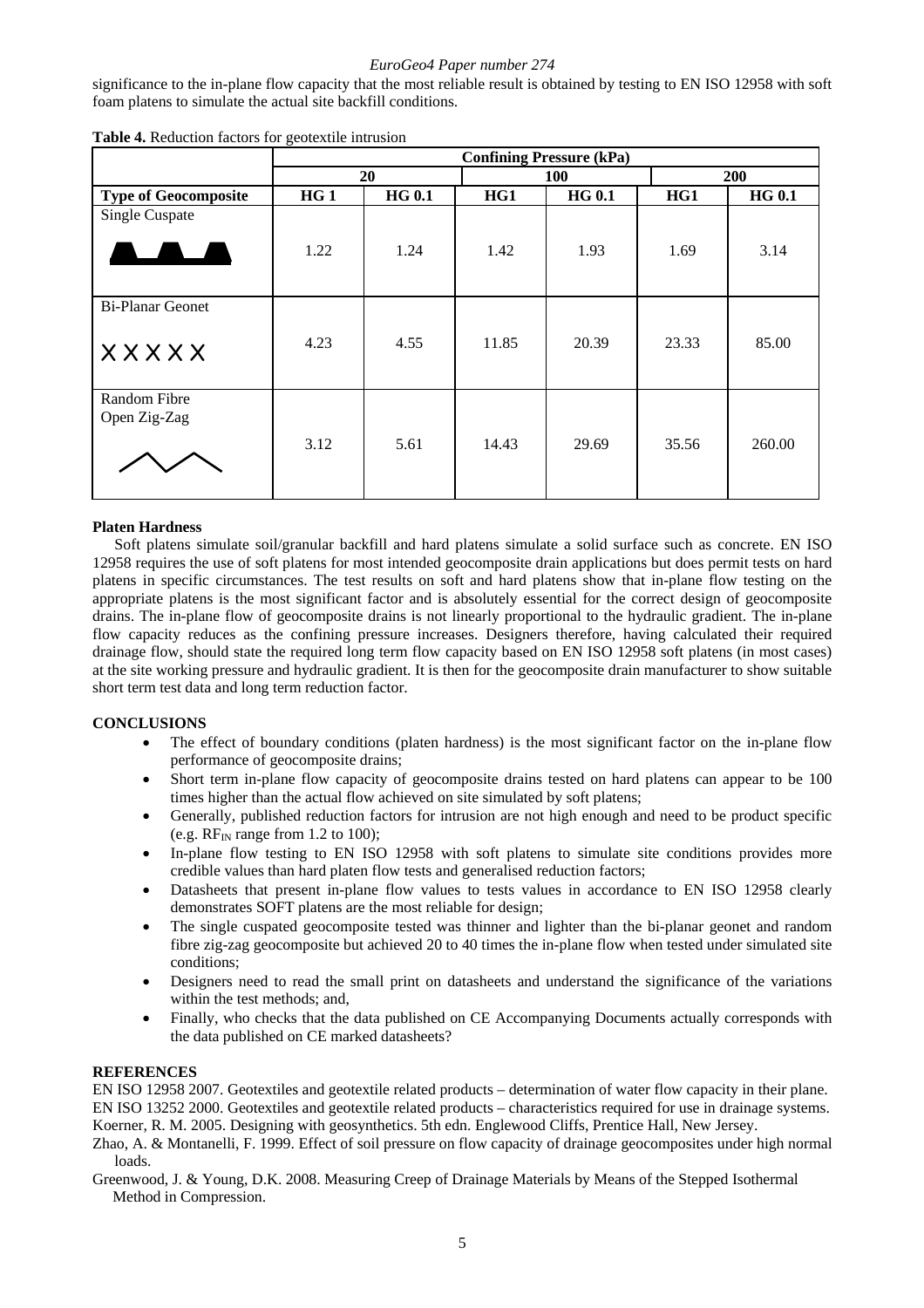significance to the in-plane flow capacity that the most reliable result is obtained by testing to EN ISO 12958 with soft foam platens to simulate the actual site backfill conditions.

**Table 4.** Reduction factors for geotextile intrusion

| | Confining Pressure (kPa) | | | | | |
|---|---|---|---|---|---|---|
| | 20 | | 100 | | 200 | |
| **Type of Geocomposite** | **HG 1** | **HG 0.1** | **HG1** | **HG 0.1** | **HG1** | **HG 0.1** |
| Single Cuspate | 1.22 | 1.24 | 1.42 | 1.93 | 1.69 | 3.14 |
| Bi-Planar Geonet XXXXX | 4.23 | 4.55 | 11.85 | 20.39 | 23.33 | 85.00 |
| Random Fibre Open Zig-Zag | 3.12 | 5.61 | 14.43 | 29.69 | 35.56 | 260.00 |

**Platen Hardness**

Soft platens simulate soil/granular backfill and hard platens simulate a solid surface such as concrete. EN ISO 12958 requires the use of soft platens for most intended geocomposite drain applications but does permit tests on hard platens in specific circumstances. The test results on soft and hard platens show that in-plane flow testing on the appropriate platens is the most significant factor and is absolutely essential for the correct design of geocomposite drains. The in-plane flow of geocomposite drains is not linearly proportional to the hydraulic gradient. The in-plane flow capacity reduces as the confining pressure increases. Designers therefore, having calculated their required drainage flow, should state the required long term flow capacity based on EN ISO 12958 soft platens (in most cases) at the site working pressure and hydraulic gradient. It is then for the geocomposite drain manufacturer to show suitable short term test data and long term reduction factor.

**CONCLUSIONS**

- The effect of boundary conditions (platen hardness) is the most significant factor on the in-plane flow performance of geocomposite drains;
- Short term in-plane flow capacity of geocomposite drains tested on hard platens can appear to be 100 times higher than the actual flow achieved on site simulated by soft platens;
- Generally, published reduction factors for intrusion are not high enough and need to be product specific (e.g. $RF_{IN}$ range from 1.2 to 100);
- In-plane flow testing to EN ISO 12958 with soft platens to simulate site conditions provides more credible values than hard platen flow tests and generalised reduction factors;
- Datasheets that present in-plane flow values to tests values in accordance to EN ISO 12958 clearly demonstrates SOFT platens are the most reliable for design;
- The single cuspated geocomposite tested was thinner and lighter than the bi-planar geonet and random fibre zig-zag geocomposite but achieved 20 to 40 times the in-plane flow when tested under simulated site conditions;
- Designers need to read the small print on datasheets and understand the significance of the variations within the test methods; and,
- Finally, who checks that the data published on CE Accompanying Documents actually corresponds with the data published on CE marked datasheets?

**REFERENCES**

EN ISO 12958 2007. Geotextiles and geotextile related products – determination of water flow capacity in their plane.

EN ISO 13252 2000. Geotextiles and geotextile related products – characteristics required for use in drainage systems.

Koerner, R. M. 2005. Designing with geosynthetics. 5th edn. Englewood Cliffs, Prentice Hall, New Jersey.

Zhao, A. & Montanelli, F. 1999. Effect of soil pressure on flow capacity of drainage geocomposites under high normal loads.

Greenwood, J. & Young, D.K. 2008. Measuring Creep of Drainage Materials by Means of the Stepped Isothermal Method in Compression.